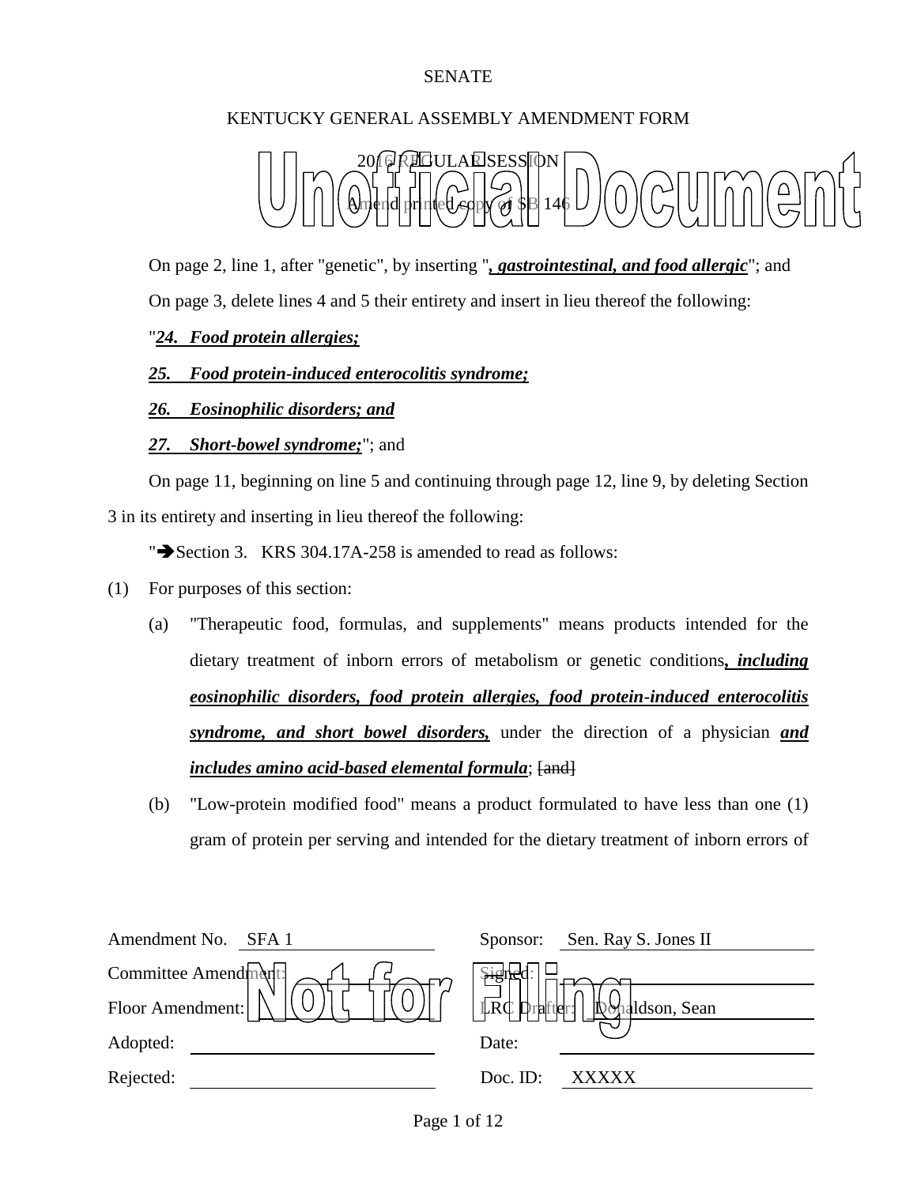SENATE

KENTUCKY GENERAL ASSEMBLY AMENDMENT FORM

2016 REGULAR SESSION

Amend printed copy of SB 146

On page 2, line 1, after "genetic", by inserting "***, gastrointestinal, and food allergic***"; and

On page 3, delete lines 4 and 5 their entirety and insert in lieu thereof the following:

"***24. Food protein allergies;***

***25. Food protein-induced enterocolitis syndrome;***

***26. Eosinophilic disorders; and***

***27. Short-bowel syndrome;***"; and

On page 11, beginning on line 5 and continuing through page 12, line 9, by deleting Section 3 in its entirety and inserting in lieu thereof the following:

"➔Section 3. KRS 304.17A-258 is amended to read as follows:

(1) For purposes of this section:

(a) "Therapeutic food, formulas, and supplements" means products intended for the dietary treatment of inborn errors of metabolism or genetic conditions***, including eosinophilic disorders, food protein allergies, food protein-induced enterocolitis syndrome, and short bowel disorders,*** under the direction of a physician ***and includes amino acid-based elemental formula***; ~~[and]~~

(b) "Low-protein modified food" means a product formulated to have less than one (1) gram of protein per serving and intended for the dietary treatment of inborn errors of

| | | | |
|---|---|---|---|
| Amendment No. | SFA 1 | Sponsor: | Sen. Ray S. Jones II |
| Committee Amendment: | | Signed: | |
| Floor Amendment: | | LRC Drafter: | Donaldson, Sean |
| Adopted: | | Date: | |
| Rejected: | | Doc. ID: | XXXXX |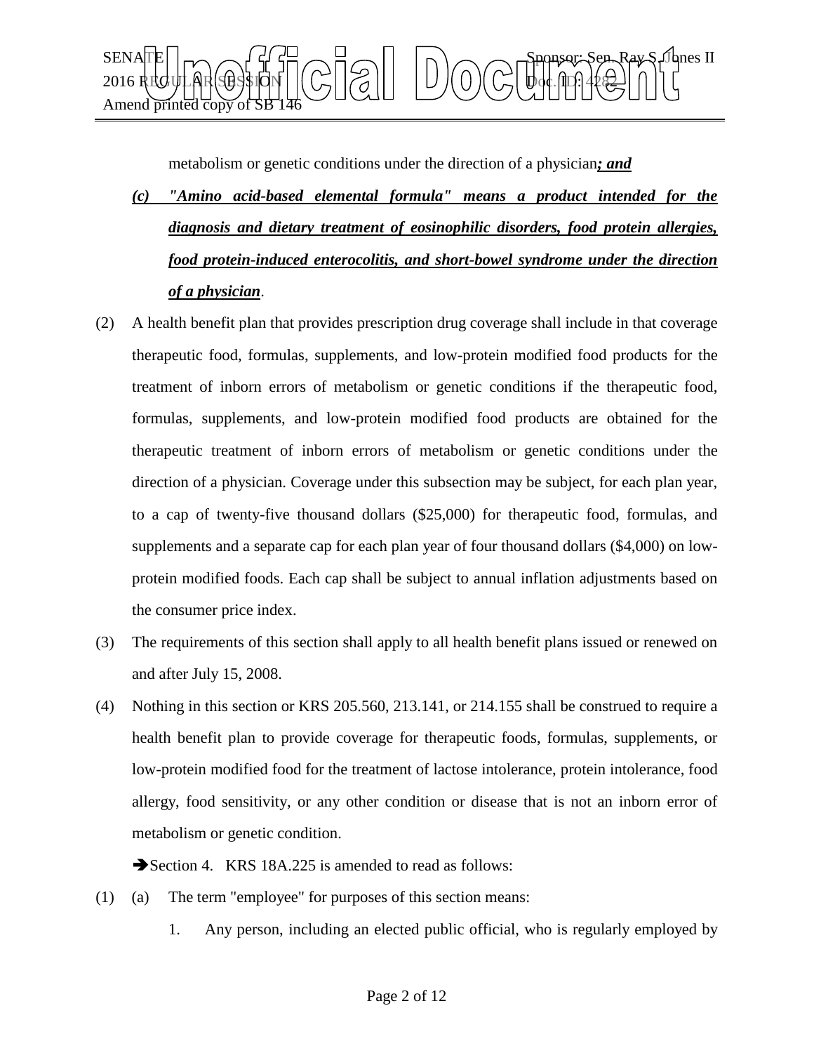metabolism or genetic conditions under the direction of a physician***; and***

***(c) "Amino acid-based elemental formula" means a product intended for the diagnosis and dietary treatment of eosinophilic disorders, food protein allergies, food protein-induced enterocolitis, and short-bowel syndrome under the direction of a physician***.

(2) A health benefit plan that provides prescription drug coverage shall include in that coverage therapeutic food, formulas, supplements, and low-protein modified food products for the treatment of inborn errors of metabolism or genetic conditions if the therapeutic food, formulas, supplements, and low-protein modified food products are obtained for the therapeutic treatment of inborn errors of metabolism or genetic conditions under the direction of a physician. Coverage under this subsection may be subject, for each plan year, to a cap of twenty-five thousand dollars ($25,000) for therapeutic food, formulas, and supplements and a separate cap for each plan year of four thousand dollars ($4,000) on low-protein modified foods. Each cap shall be subject to annual inflation adjustments based on the consumer price index.

(3) The requirements of this section shall apply to all health benefit plans issued or renewed on and after July 15, 2008.

(4) Nothing in this section or KRS 205.560, 213.141, or 214.155 shall be construed to require a health benefit plan to provide coverage for therapeutic foods, formulas, supplements, or low-protein modified food for the treatment of lactose intolerance, protein intolerance, food allergy, food sensitivity, or any other condition or disease that is not an inborn error of metabolism or genetic condition.

➔Section 4. KRS 18A.225 is amended to read as follows:

(1) (a) The term "employee" for purposes of this section means:

1. Any person, including an elected public official, who is regularly employed by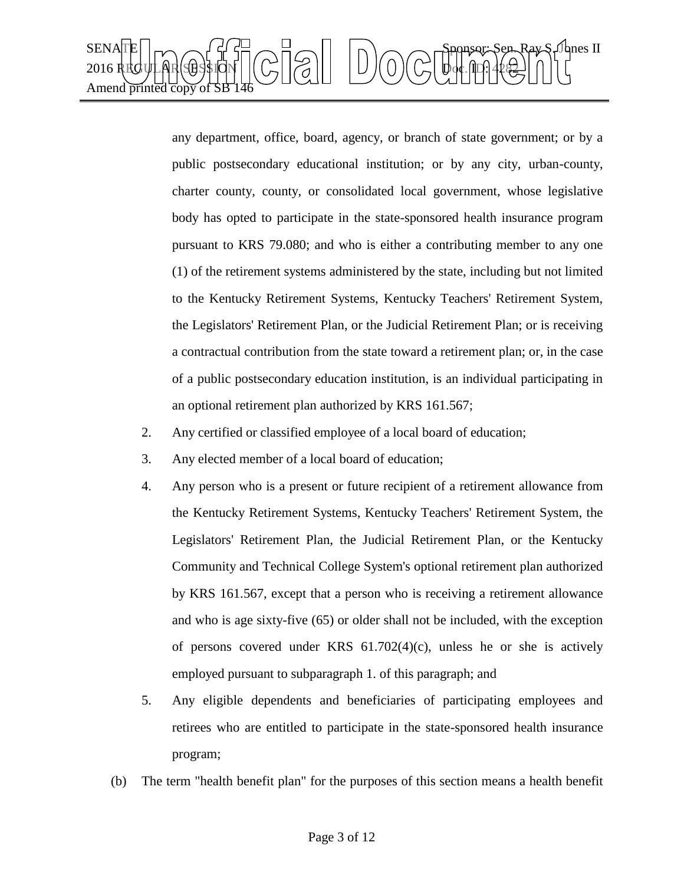any department, office, board, agency, or branch of state government; or by a public postsecondary educational institution; or by any city, urban-county, charter county, county, or consolidated local government, whose legislative body has opted to participate in the state-sponsored health insurance program pursuant to KRS 79.080; and who is either a contributing member to any one (1) of the retirement systems administered by the state, including but not limited to the Kentucky Retirement Systems, Kentucky Teachers' Retirement System, the Legislators' Retirement Plan, or the Judicial Retirement Plan; or is receiving a contractual contribution from the state toward a retirement plan; or, in the case of a public postsecondary education institution, is an individual participating in an optional retirement plan authorized by KRS 161.567;

2. Any certified or classified employee of a local board of education;
3. Any elected member of a local board of education;
4. Any person who is a present or future recipient of a retirement allowance from the Kentucky Retirement Systems, Kentucky Teachers' Retirement System, the Legislators' Retirement Plan, the Judicial Retirement Plan, or the Kentucky Community and Technical College System's optional retirement plan authorized by KRS 161.567, except that a person who is receiving a retirement allowance and who is age sixty-five (65) or older shall not be included, with the exception of persons covered under KRS 61.702(4)(c), unless he or she is actively employed pursuant to subparagraph 1. of this paragraph; and
5. Any eligible dependents and beneficiaries of participating employees and retirees who are entitled to participate in the state-sponsored health insurance program;

(b) The term "health benefit plan" for the purposes of this section means a health benefit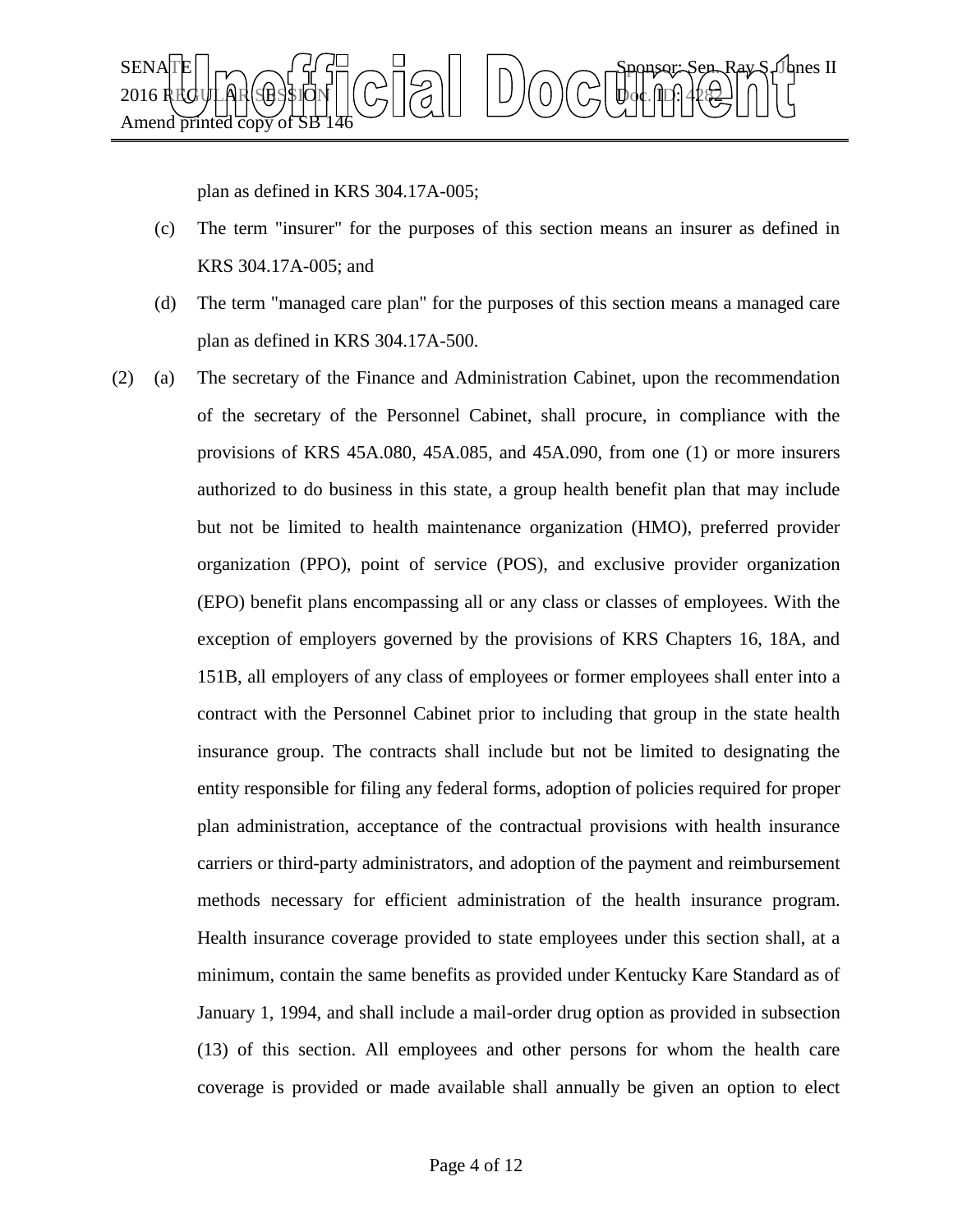plan as defined in KRS 304.17A-005;

(c) The term "insurer" for the purposes of this section means an insurer as defined in KRS 304.17A-005; and

(d) The term "managed care plan" for the purposes of this section means a managed care plan as defined in KRS 304.17A-500.

(2) (a) The secretary of the Finance and Administration Cabinet, upon the recommendation of the secretary of the Personnel Cabinet, shall procure, in compliance with the provisions of KRS 45A.080, 45A.085, and 45A.090, from one (1) or more insurers authorized to do business in this state, a group health benefit plan that may include but not be limited to health maintenance organization (HMO), preferred provider organization (PPO), point of service (POS), and exclusive provider organization (EPO) benefit plans encompassing all or any class or classes of employees. With the exception of employers governed by the provisions of KRS Chapters 16, 18A, and 151B, all employers of any class of employees or former employees shall enter into a contract with the Personnel Cabinet prior to including that group in the state health insurance group. The contracts shall include but not be limited to designating the entity responsible for filing any federal forms, adoption of policies required for proper plan administration, acceptance of the contractual provisions with health insurance carriers or third-party administrators, and adoption of the payment and reimbursement methods necessary for efficient administration of the health insurance program. Health insurance coverage provided to state employees under this section shall, at a minimum, contain the same benefits as provided under Kentucky Kare Standard as of January 1, 1994, and shall include a mail-order drug option as provided in subsection (13) of this section. All employees and other persons for whom the health care coverage is provided or made available shall annually be given an option to elect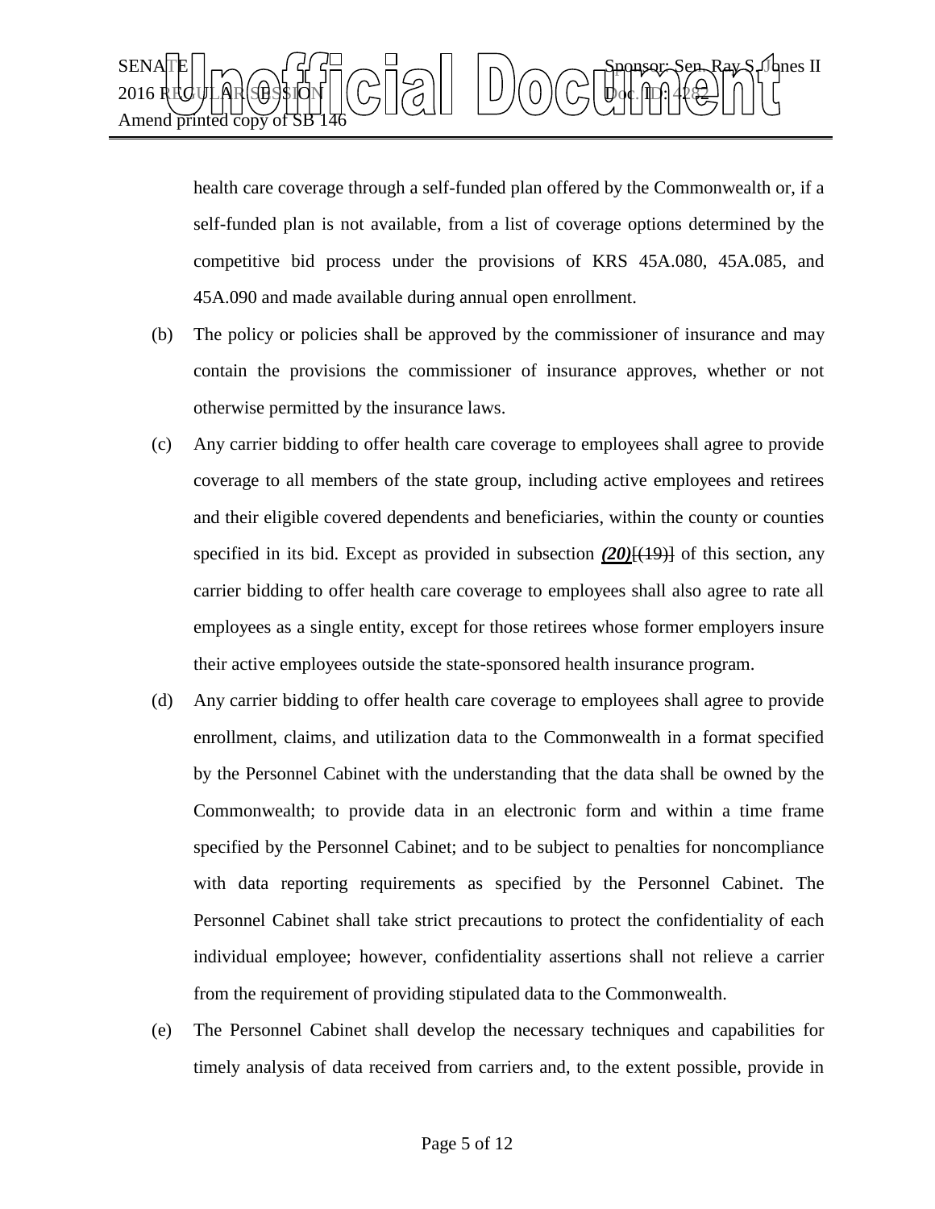health care coverage through a self-funded plan offered by the Commonwealth or, if a self-funded plan is not available, from a list of coverage options determined by the competitive bid process under the provisions of KRS 45A.080, 45A.085, and 45A.090 and made available during annual open enrollment.

(b) The policy or policies shall be approved by the commissioner of insurance and may contain the provisions the commissioner of insurance approves, whether or not otherwise permitted by the insurance laws.

(c) Any carrier bidding to offer health care coverage to employees shall agree to provide coverage to all members of the state group, including active employees and retirees and their eligible covered dependents and beneficiaries, within the county or counties specified in its bid. Except as provided in subsection ***(20)***[(19)] of this section, any carrier bidding to offer health care coverage to employees shall also agree to rate all employees as a single entity, except for those retirees whose former employers insure their active employees outside the state-sponsored health insurance program.

(d) Any carrier bidding to offer health care coverage to employees shall agree to provide enrollment, claims, and utilization data to the Commonwealth in a format specified by the Personnel Cabinet with the understanding that the data shall be owned by the Commonwealth; to provide data in an electronic form and within a time frame specified by the Personnel Cabinet; and to be subject to penalties for noncompliance with data reporting requirements as specified by the Personnel Cabinet. The Personnel Cabinet shall take strict precautions to protect the confidentiality of each individual employee; however, confidentiality assertions shall not relieve a carrier from the requirement of providing stipulated data to the Commonwealth.

(e) The Personnel Cabinet shall develop the necessary techniques and capabilities for timely analysis of data received from carriers and, to the extent possible, provide in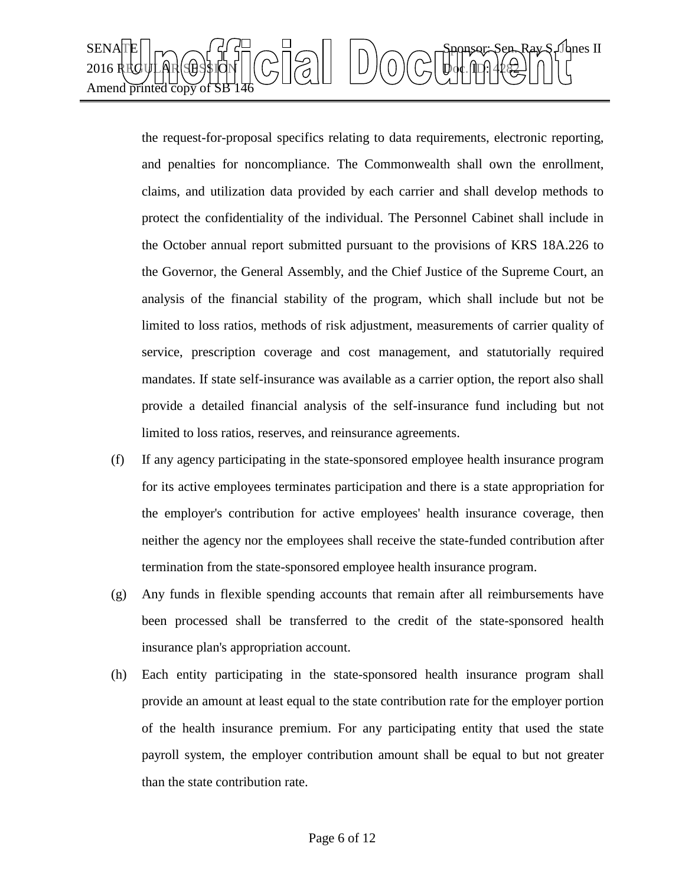the request-for-proposal specifics relating to data requirements, electronic reporting, and penalties for noncompliance. The Commonwealth shall own the enrollment, claims, and utilization data provided by each carrier and shall develop methods to protect the confidentiality of the individual. The Personnel Cabinet shall include in the October annual report submitted pursuant to the provisions of KRS 18A.226 to the Governor, the General Assembly, and the Chief Justice of the Supreme Court, an analysis of the financial stability of the program, which shall include but not be limited to loss ratios, methods of risk adjustment, measurements of carrier quality of service, prescription coverage and cost management, and statutorially required mandates. If state self-insurance was available as a carrier option, the report also shall provide a detailed financial analysis of the self-insurance fund including but not limited to loss ratios, reserves, and reinsurance agreements.

(f) If any agency participating in the state-sponsored employee health insurance program for its active employees terminates participation and there is a state appropriation for the employer's contribution for active employees' health insurance coverage, then neither the agency nor the employees shall receive the state-funded contribution after termination from the state-sponsored employee health insurance program.

(g) Any funds in flexible spending accounts that remain after all reimbursements have been processed shall be transferred to the credit of the state-sponsored health insurance plan's appropriation account.

(h) Each entity participating in the state-sponsored health insurance program shall provide an amount at least equal to the state contribution rate for the employer portion of the health insurance premium. For any participating entity that used the state payroll system, the employer contribution amount shall be equal to but not greater than the state contribution rate.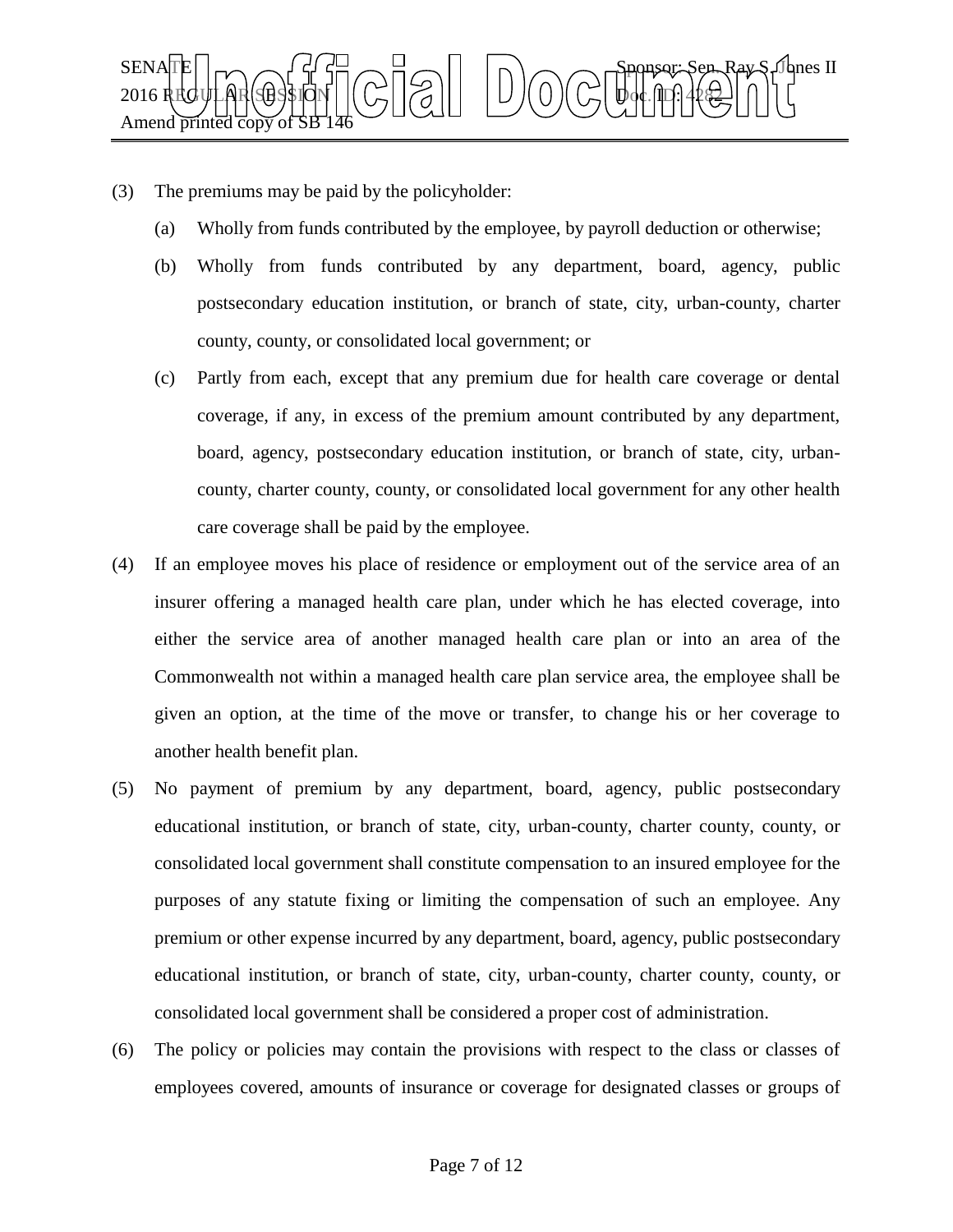(3) The premiums may be paid by the policyholder:

(a) Wholly from funds contributed by the employee, by payroll deduction or otherwise;

(b) Wholly from funds contributed by any department, board, agency, public postsecondary education institution, or branch of state, city, urban-county, charter county, county, or consolidated local government; or

(c) Partly from each, except that any premium due for health care coverage or dental coverage, if any, in excess of the premium amount contributed by any department, board, agency, postsecondary education institution, or branch of state, city, urban-county, charter county, county, or consolidated local government for any other health care coverage shall be paid by the employee.

(4) If an employee moves his place of residence or employment out of the service area of an insurer offering a managed health care plan, under which he has elected coverage, into either the service area of another managed health care plan or into an area of the Commonwealth not within a managed health care plan service area, the employee shall be given an option, at the time of the move or transfer, to change his or her coverage to another health benefit plan.

(5) No payment of premium by any department, board, agency, public postsecondary educational institution, or branch of state, city, urban-county, charter county, county, or consolidated local government shall constitute compensation to an insured employee for the purposes of any statute fixing or limiting the compensation of such an employee. Any premium or other expense incurred by any department, board, agency, public postsecondary educational institution, or branch of state, city, urban-county, charter county, county, or consolidated local government shall be considered a proper cost of administration.

(6) The policy or policies may contain the provisions with respect to the class or classes of employees covered, amounts of insurance or coverage for designated classes or groups of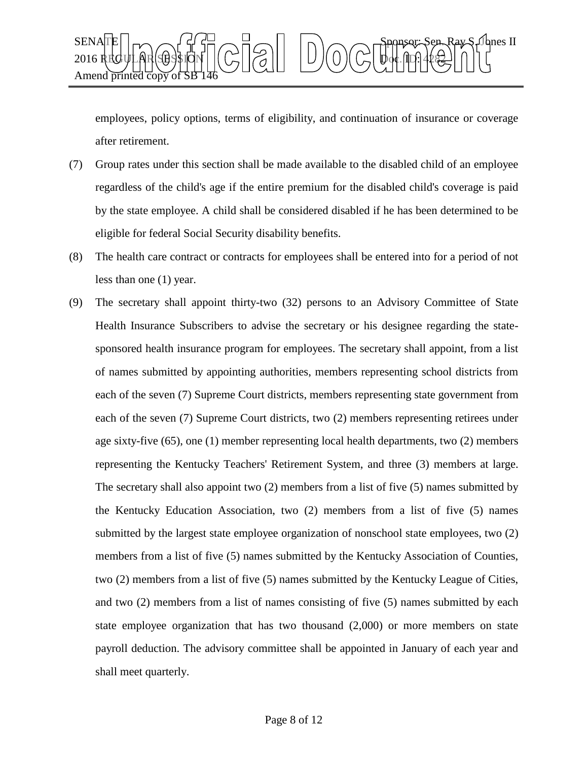employees, policy options, terms of eligibility, and continuation of insurance or coverage after retirement.

(7) Group rates under this section shall be made available to the disabled child of an employee regardless of the child's age if the entire premium for the disabled child's coverage is paid by the state employee. A child shall be considered disabled if he has been determined to be eligible for federal Social Security disability benefits.

(8) The health care contract or contracts for employees shall be entered into for a period of not less than one (1) year.

(9) The secretary shall appoint thirty-two (32) persons to an Advisory Committee of State Health Insurance Subscribers to advise the secretary or his designee regarding the state-sponsored health insurance program for employees. The secretary shall appoint, from a list of names submitted by appointing authorities, members representing school districts from each of the seven (7) Supreme Court districts, members representing state government from each of the seven (7) Supreme Court districts, two (2) members representing retirees under age sixty-five (65), one (1) member representing local health departments, two (2) members representing the Kentucky Teachers' Retirement System, and three (3) members at large. The secretary shall also appoint two (2) members from a list of five (5) names submitted by the Kentucky Education Association, two (2) members from a list of five (5) names submitted by the largest state employee organization of nonschool state employees, two (2) members from a list of five (5) names submitted by the Kentucky Association of Counties, two (2) members from a list of five (5) names submitted by the Kentucky League of Cities, and two (2) members from a list of names consisting of five (5) names submitted by each state employee organization that has two thousand (2,000) or more members on state payroll deduction. The advisory committee shall be appointed in January of each year and shall meet quarterly.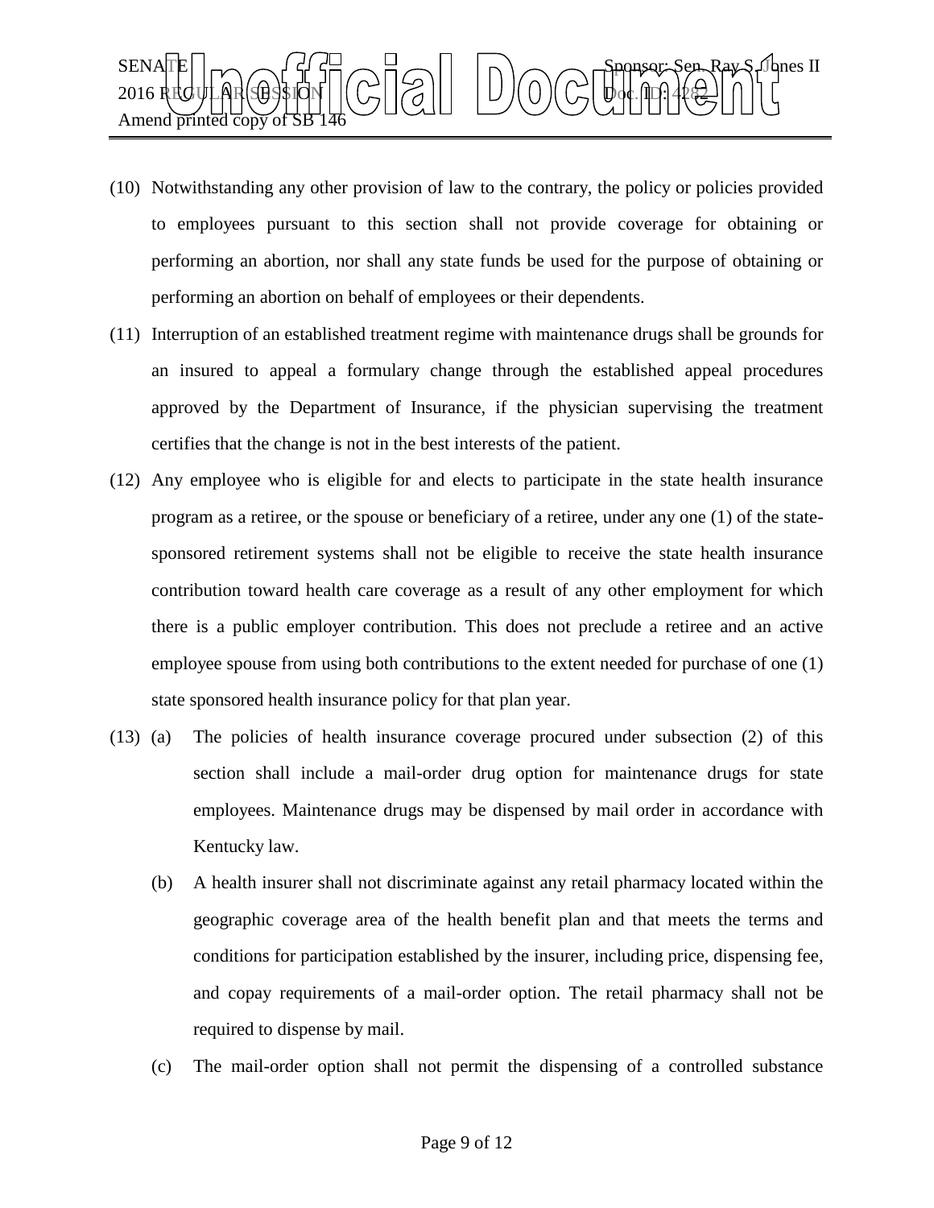(10) Notwithstanding any other provision of law to the contrary, the policy or policies provided to employees pursuant to this section shall not provide coverage for obtaining or performing an abortion, nor shall any state funds be used for the purpose of obtaining or performing an abortion on behalf of employees or their dependents.

(11) Interruption of an established treatment regime with maintenance drugs shall be grounds for an insured to appeal a formulary change through the established appeal procedures approved by the Department of Insurance, if the physician supervising the treatment certifies that the change is not in the best interests of the patient.

(12) Any employee who is eligible for and elects to participate in the state health insurance program as a retiree, or the spouse or beneficiary of a retiree, under any one (1) of the state-sponsored retirement systems shall not be eligible to receive the state health insurance contribution toward health care coverage as a result of any other employment for which there is a public employer contribution. This does not preclude a retiree and an active employee spouse from using both contributions to the extent needed for purchase of one (1) state sponsored health insurance policy for that plan year.

(13) (a) The policies of health insurance coverage procured under subsection (2) of this section shall include a mail-order drug option for maintenance drugs for state employees. Maintenance drugs may be dispensed by mail order in accordance with Kentucky law.

(b) A health insurer shall not discriminate against any retail pharmacy located within the geographic coverage area of the health benefit plan and that meets the terms and conditions for participation established by the insurer, including price, dispensing fee, and copay requirements of a mail-order option. The retail pharmacy shall not be required to dispense by mail.

(c) The mail-order option shall not permit the dispensing of a controlled substance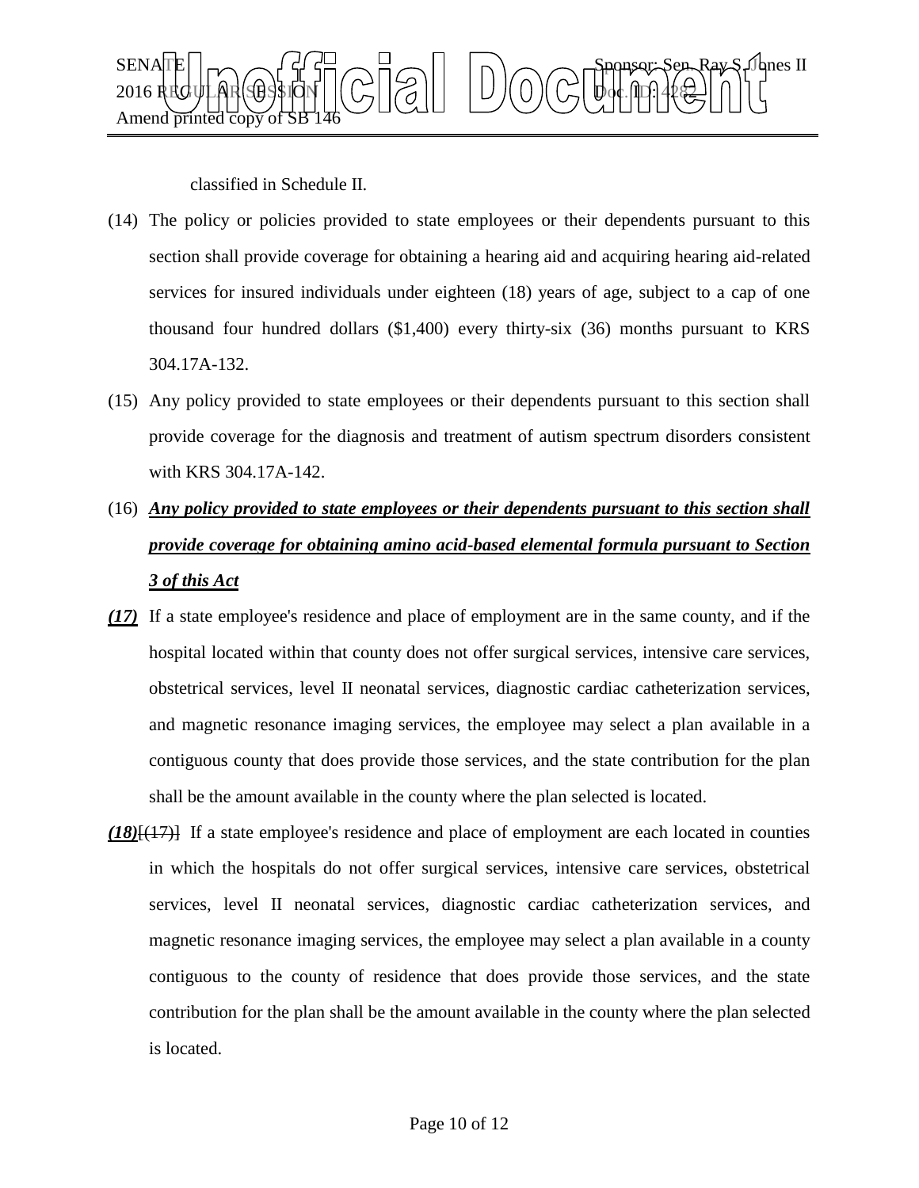classified in Schedule II.

(14) The policy or policies provided to state employees or their dependents pursuant to this section shall provide coverage for obtaining a hearing aid and acquiring hearing aid-related services for insured individuals under eighteen (18) years of age, subject to a cap of one thousand four hundred dollars ($1,400) every thirty-six (36) months pursuant to KRS 304.17A-132.

(15) Any policy provided to state employees or their dependents pursuant to this section shall provide coverage for the diagnosis and treatment of autism spectrum disorders consistent with KRS 304.17A-142.

(16) ***Any policy provided to state employees or their dependents pursuant to this section shall provide coverage for obtaining amino acid-based elemental formula pursuant to Section 3 of this Act***

***(17)*** If a state employee's residence and place of employment are in the same county, and if the hospital located within that county does not offer surgical services, intensive care services, obstetrical services, level II neonatal services, diagnostic cardiac catheterization services, and magnetic resonance imaging services, the employee may select a plan available in a contiguous county that does provide those services, and the state contribution for the plan shall be the amount available in the county where the plan selected is located.

***(18)***[~~(17)~~] If a state employee's residence and place of employment are each located in counties in which the hospitals do not offer surgical services, intensive care services, obstetrical services, level II neonatal services, diagnostic cardiac catheterization services, and magnetic resonance imaging services, the employee may select a plan available in a county contiguous to the county of residence that does provide those services, and the state contribution for the plan shall be the amount available in the county where the plan selected is located.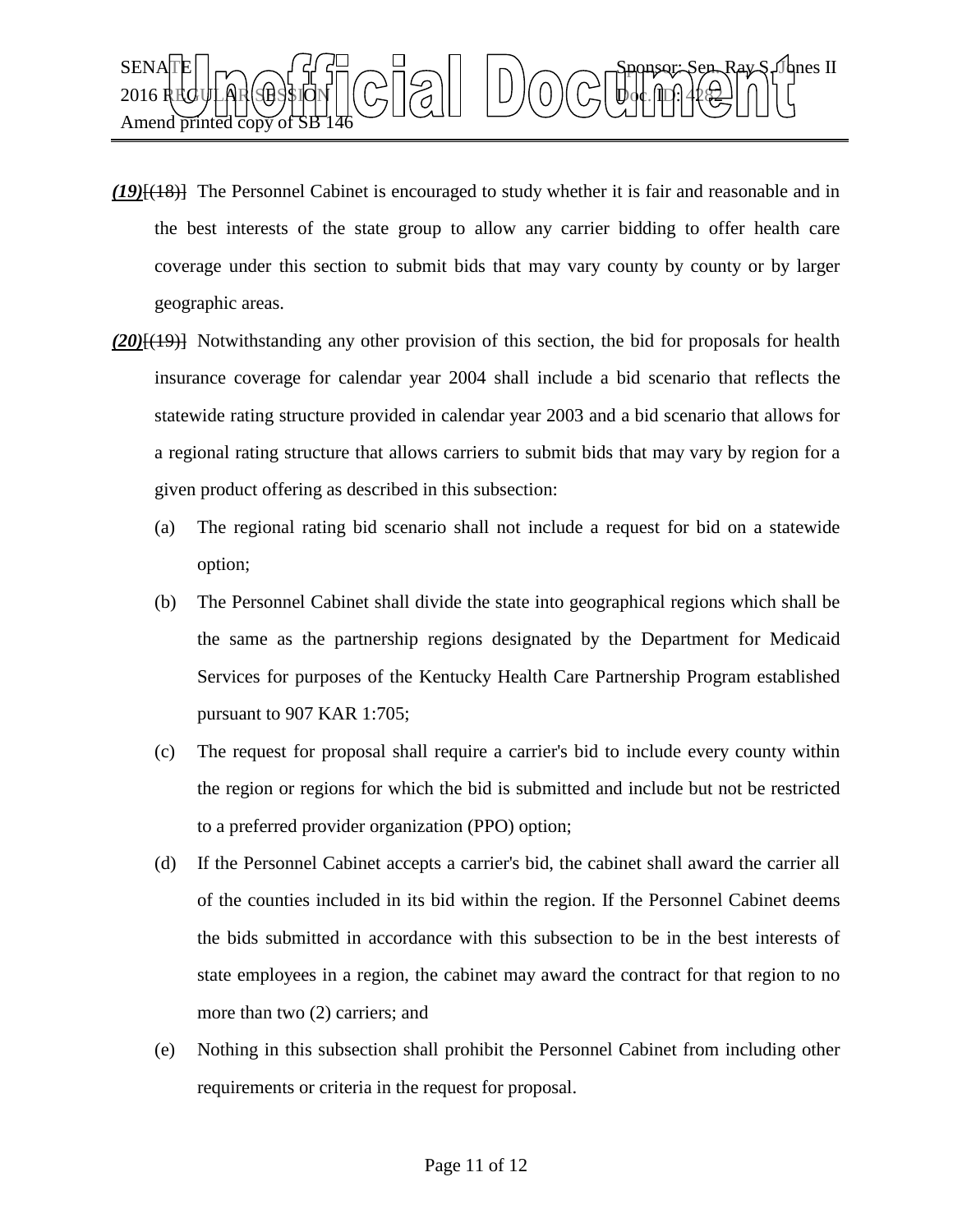***(19)***~~[(18)]~~ The Personnel Cabinet is encouraged to study whether it is fair and reasonable and in the best interests of the state group to allow any carrier bidding to offer health care coverage under this section to submit bids that may vary county by county or by larger geographic areas.

***(20)***~~[(19)]~~ Notwithstanding any other provision of this section, the bid for proposals for health insurance coverage for calendar year 2004 shall include a bid scenario that reflects the statewide rating structure provided in calendar year 2003 and a bid scenario that allows for a regional rating structure that allows carriers to submit bids that may vary by region for a given product offering as described in this subsection:

(a) The regional rating bid scenario shall not include a request for bid on a statewide option;

(b) The Personnel Cabinet shall divide the state into geographical regions which shall be the same as the partnership regions designated by the Department for Medicaid Services for purposes of the Kentucky Health Care Partnership Program established pursuant to 907 KAR 1:705;

(c) The request for proposal shall require a carrier's bid to include every county within the region or regions for which the bid is submitted and include but not be restricted to a preferred provider organization (PPO) option;

(d) If the Personnel Cabinet accepts a carrier's bid, the cabinet shall award the carrier all of the counties included in its bid within the region. If the Personnel Cabinet deems the bids submitted in accordance with this subsection to be in the best interests of state employees in a region, the cabinet may award the contract for that region to no more than two (2) carriers; and

(e) Nothing in this subsection shall prohibit the Personnel Cabinet from including other requirements or criteria in the request for proposal.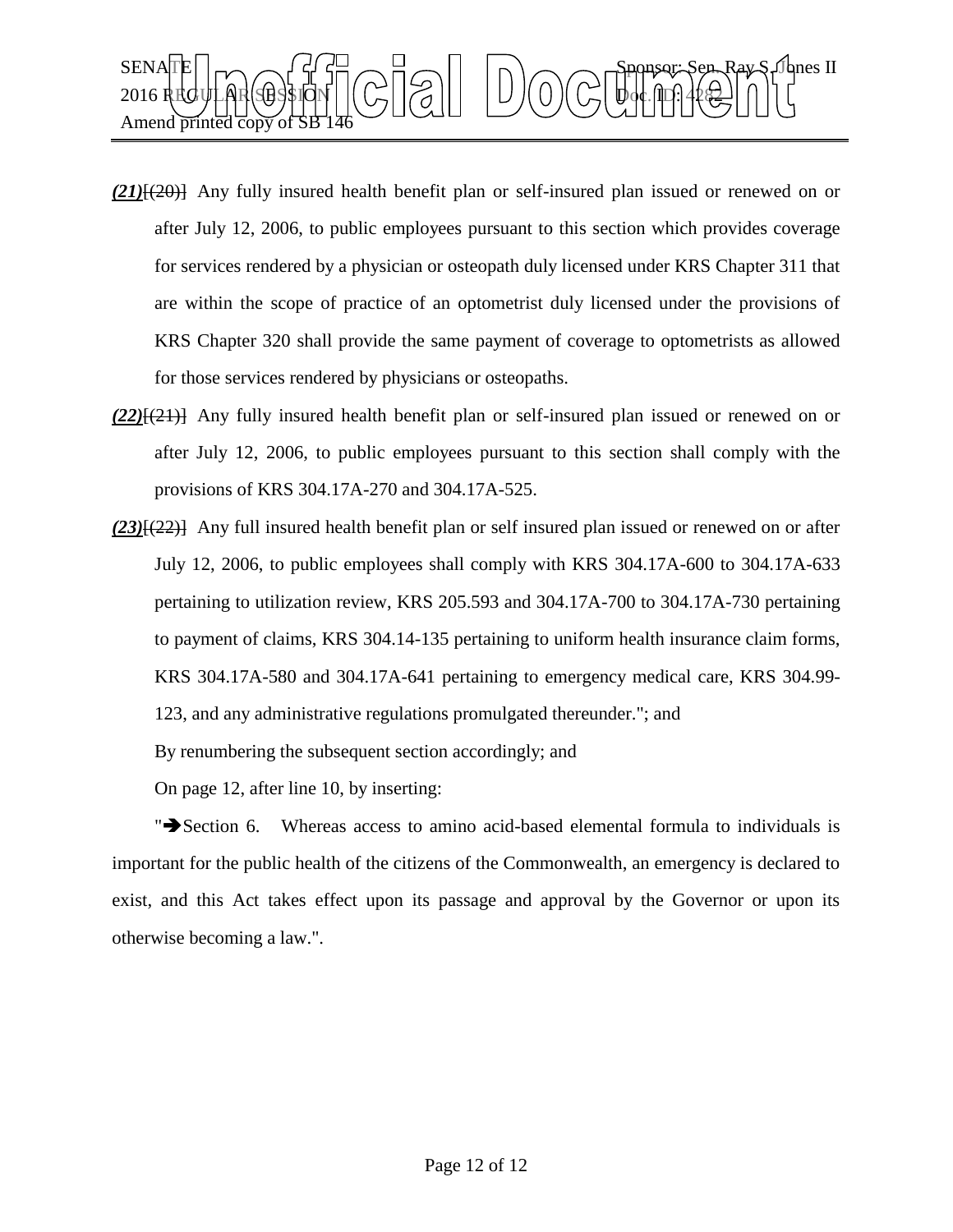***(21)***[(20)] Any fully insured health benefit plan or self-insured plan issued or renewed on or after July 12, 2006, to public employees pursuant to this section which provides coverage for services rendered by a physician or osteopath duly licensed under KRS Chapter 311 that are within the scope of practice of an optometrist duly licensed under the provisions of KRS Chapter 320 shall provide the same payment of coverage to optometrists as allowed for those services rendered by physicians or osteopaths.

***(22)***[(21)] Any fully insured health benefit plan or self-insured plan issued or renewed on or after July 12, 2006, to public employees pursuant to this section shall comply with the provisions of KRS 304.17A-270 and 304.17A-525.

***(23)***[(22)] Any full insured health benefit plan or self insured plan issued or renewed on or after July 12, 2006, to public employees shall comply with KRS 304.17A-600 to 304.17A-633 pertaining to utilization review, KRS 205.593 and 304.17A-700 to 304.17A-730 pertaining to payment of claims, KRS 304.14-135 pertaining to uniform health insurance claim forms, KRS 304.17A-580 and 304.17A-641 pertaining to emergency medical care, KRS 304.99-123, and any administrative regulations promulgated thereunder."; and

By renumbering the subsequent section accordingly; and

On page 12, after line 10, by inserting:

"➔Section 6. Whereas access to amino acid-based elemental formula to individuals is important for the public health of the citizens of the Commonwealth, an emergency is declared to exist, and this Act takes effect upon its passage and approval by the Governor or upon its otherwise becoming a law.".